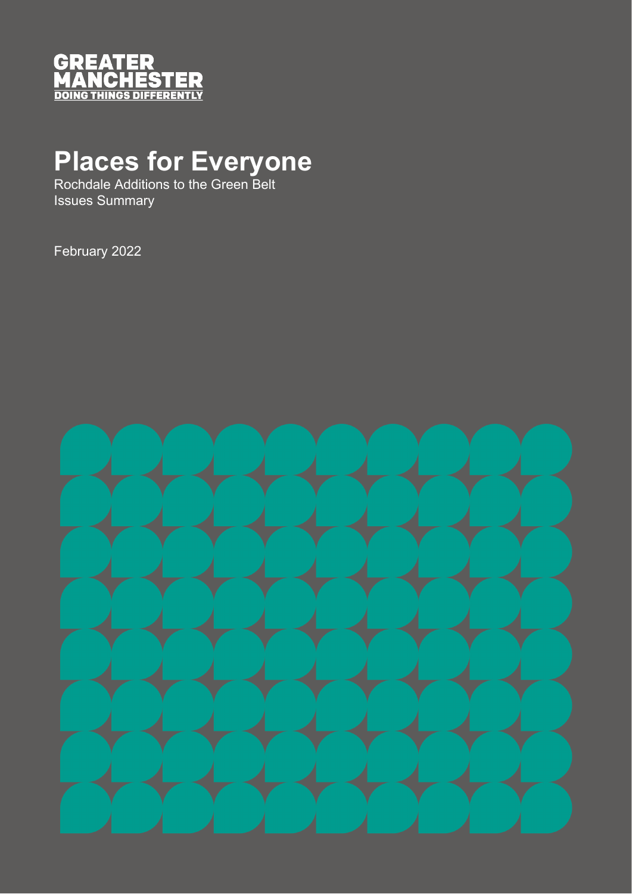GREATER MANCHESTER
DOING THINGS DIFFERENTLY

# Places for Everyone

Rochdale Additions to the Green Belt
Issues Summary

February 2022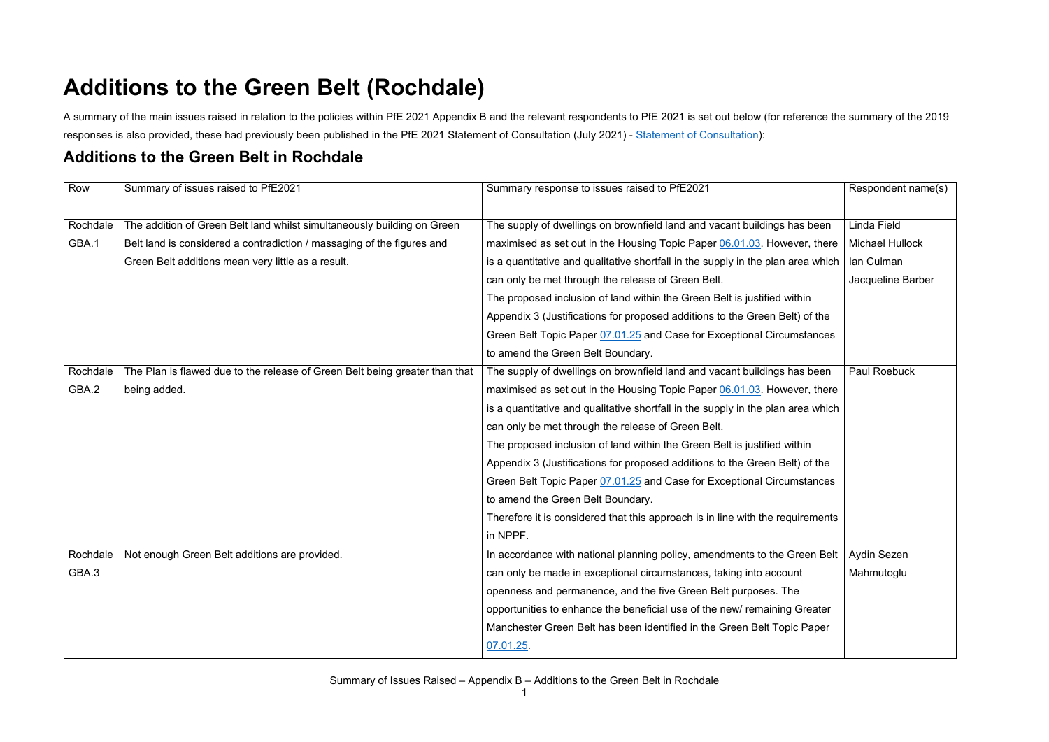# Additions to the Green Belt (Rochdale)

A summary of the main issues raised in relation to the policies within PfE 2021 Appendix B and the relevant respondents to PfE 2021 is set out below (for reference the summary of the 2019 responses is also provided, these had previously been published in the PfE 2021 Statement of Consultation (July 2021) - Statement of Consultation):

## Additions to the Green Belt in Rochdale

| Row | Summary of issues raised to PfE2021 | Summary response to issues raised to PfE2021 | Respondent name(s) |
|---|---|---|---|
| Rochdale GBA.1 | The addition of Green Belt land whilst simultaneously building on Green Belt land is considered a contradiction / massaging of the figures and Green Belt additions mean very little as a result. | The supply of dwellings on brownfield land and vacant buildings has been maximised as set out in the Housing Topic Paper 06.01.03. However, there is a quantitative and qualitative shortfall in the supply in the plan area which can only be met through the release of Green Belt.<br>The proposed inclusion of land within the Green Belt is justified within Appendix 3 (Justifications for proposed additions to the Green Belt) of the Green Belt Topic Paper 07.01.25 and Case for Exceptional Circumstances to amend the Green Belt Boundary. | Linda Field<br>Michael Hullock<br>Ian Culman<br>Jacqueline Barber |
| Rochdale GBA.2 | The Plan is flawed due to the release of Green Belt being greater than that being added. | The supply of dwellings on brownfield land and vacant buildings has been maximised as set out in the Housing Topic Paper 06.01.03. However, there is a quantitative and qualitative shortfall in the supply in the plan area which can only be met through the release of Green Belt.<br>The proposed inclusion of land within the Green Belt is justified within Appendix 3 (Justifications for proposed additions to the Green Belt) of the Green Belt Topic Paper 07.01.25 and Case for Exceptional Circumstances to amend the Green Belt Boundary.<br>Therefore it is considered that this approach is in line with the requirements in NPPF. | Paul Roebuck |
| Rochdale GBA.3 | Not enough Green Belt additions are provided. | In accordance with national planning policy, amendments to the Green Belt can only be made in exceptional circumstances, taking into account openness and permanence, and the five Green Belt purposes. The opportunities to enhance the beneficial use of the new/ remaining Greater Manchester Green Belt has been identified in the Green Belt Topic Paper 07.01.25. | Aydin Sezen Mahmutoglu |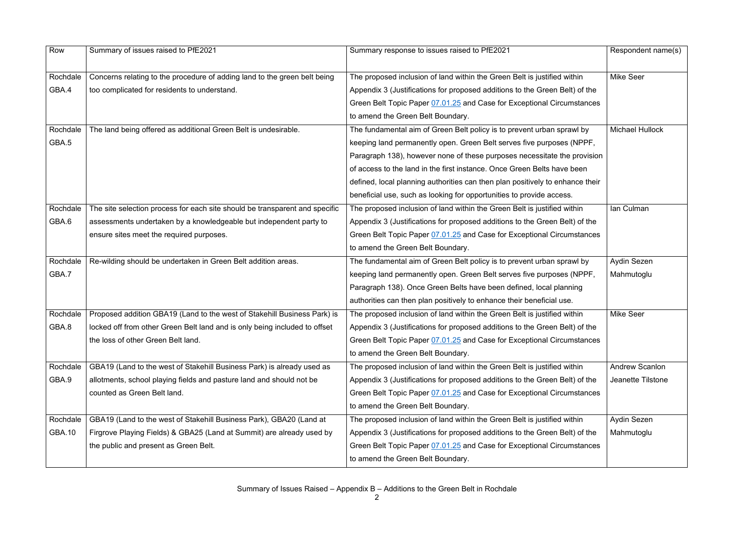| Row | Summary of issues raised to PfE2021 | Summary response to issues raised to PfE2021 | Respondent name(s) |
| --- | --- | --- | --- |
| Rochdale GBA.4 | Concerns relating to the procedure of adding land to the green belt being too complicated for residents to understand. | The proposed inclusion of land within the Green Belt is justified within Appendix 3 (Justifications for proposed additions to the Green Belt) of the Green Belt Topic Paper 07.01.25 and Case for Exceptional Circumstances to amend the Green Belt Boundary. | Mike Seer |
| Rochdale GBA.5 | The land being offered as additional Green Belt is undesirable. | The fundamental aim of Green Belt policy is to prevent urban sprawl by keeping land permanently open. Green Belt serves five purposes (NPPF, Paragraph 138), however none of these purposes necessitate the provision of access to the land in the first instance. Once Green Belts have been defined, local planning authorities can then plan positively to enhance their beneficial use, such as looking for opportunities to provide access. | Michael Hullock |
| Rochdale GBA.6 | The site selection process for each site should be transparent and specific assessments undertaken by a knowledgeable but independent party to ensure sites meet the required purposes. | The proposed inclusion of land within the Green Belt is justified within Appendix 3 (Justifications for proposed additions to the Green Belt) of the Green Belt Topic Paper 07.01.25 and Case for Exceptional Circumstances to amend the Green Belt Boundary. | Ian Culman |
| Rochdale GBA.7 | Re-wilding should be undertaken in Green Belt addition areas. | The fundamental aim of Green Belt policy is to prevent urban sprawl by keeping land permanently open. Green Belt serves five purposes (NPPF, Paragraph 138). Once Green Belts have been defined, local planning authorities can then plan positively to enhance their beneficial use. | Aydin Sezen Mahmutoglu |
| Rochdale GBA.8 | Proposed addition GBA19 (Land to the west of Stakehill Business Park) is locked off from other Green Belt land and is only being included to offset the loss of other Green Belt land. | The proposed inclusion of land within the Green Belt is justified within Appendix 3 (Justifications for proposed additions to the Green Belt) of the Green Belt Topic Paper 07.01.25 and Case for Exceptional Circumstances to amend the Green Belt Boundary. | Mike Seer |
| Rochdale GBA.9 | GBA19 (Land to the west of Stakehill Business Park) is already used as allotments, school playing fields and pasture land and should not be counted as Green Belt land. | The proposed inclusion of land within the Green Belt is justified within Appendix 3 (Justifications for proposed additions to the Green Belt) of the Green Belt Topic Paper 07.01.25 and Case for Exceptional Circumstances to amend the Green Belt Boundary. | Andrew Scanlon Jeanette Tilstone |
| Rochdale GBA.10 | GBA19 (Land to the west of Stakehill Business Park), GBA20 (Land at Firgrove Playing Fields) & GBA25 (Land at Summit) are already used by the public and present as Green Belt. | The proposed inclusion of land within the Green Belt is justified within Appendix 3 (Justifications for proposed additions to the Green Belt) of the Green Belt Topic Paper 07.01.25 and Case for Exceptional Circumstances to amend the Green Belt Boundary. | Aydin Sezen Mahmutoglu |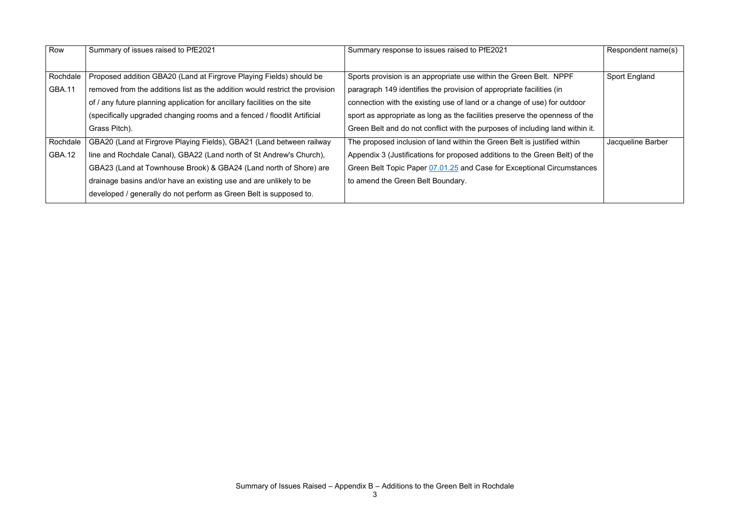| Row | Summary of issues raised to PfE2021 | Summary response to issues raised to PfE2021 | Respondent name(s) |
|---|---|---|---|
| Rochdale GBA.11 | Proposed addition GBA20 (Land at Firgrove Playing Fields) should be removed from the additions list as the addition would restrict the provision of / any future planning application for ancillary facilities on the site (specifically upgraded changing rooms and a fenced / floodlit Artificial Grass Pitch). | Sports provision is an appropriate use within the Green Belt. NPPF paragraph 149 identifies the provision of appropriate facilities (in connection with the existing use of land or a change of use) for outdoor sport as appropriate as long as the facilities preserve the openness of the Green Belt and do not conflict with the purposes of including land within it. | Sport England |
| Rochdale GBA.12 | GBA20 (Land at Firgrove Playing Fields), GBA21 (Land between railway line and Rochdale Canal), GBA22 (Land north of St Andrew's Church), GBA23 (Land at Townhouse Brook) & GBA24 (Land north of Shore) are drainage basins and/or have an existing use and are unlikely to be developed / generally do not perform as Green Belt is supposed to. | The proposed inclusion of land within the Green Belt is justified within Appendix 3 (Justifications for proposed additions to the Green Belt) of the Green Belt Topic Paper 07.01.25 and Case for Exceptional Circumstances to amend the Green Belt Boundary. | Jacqueline Barber |